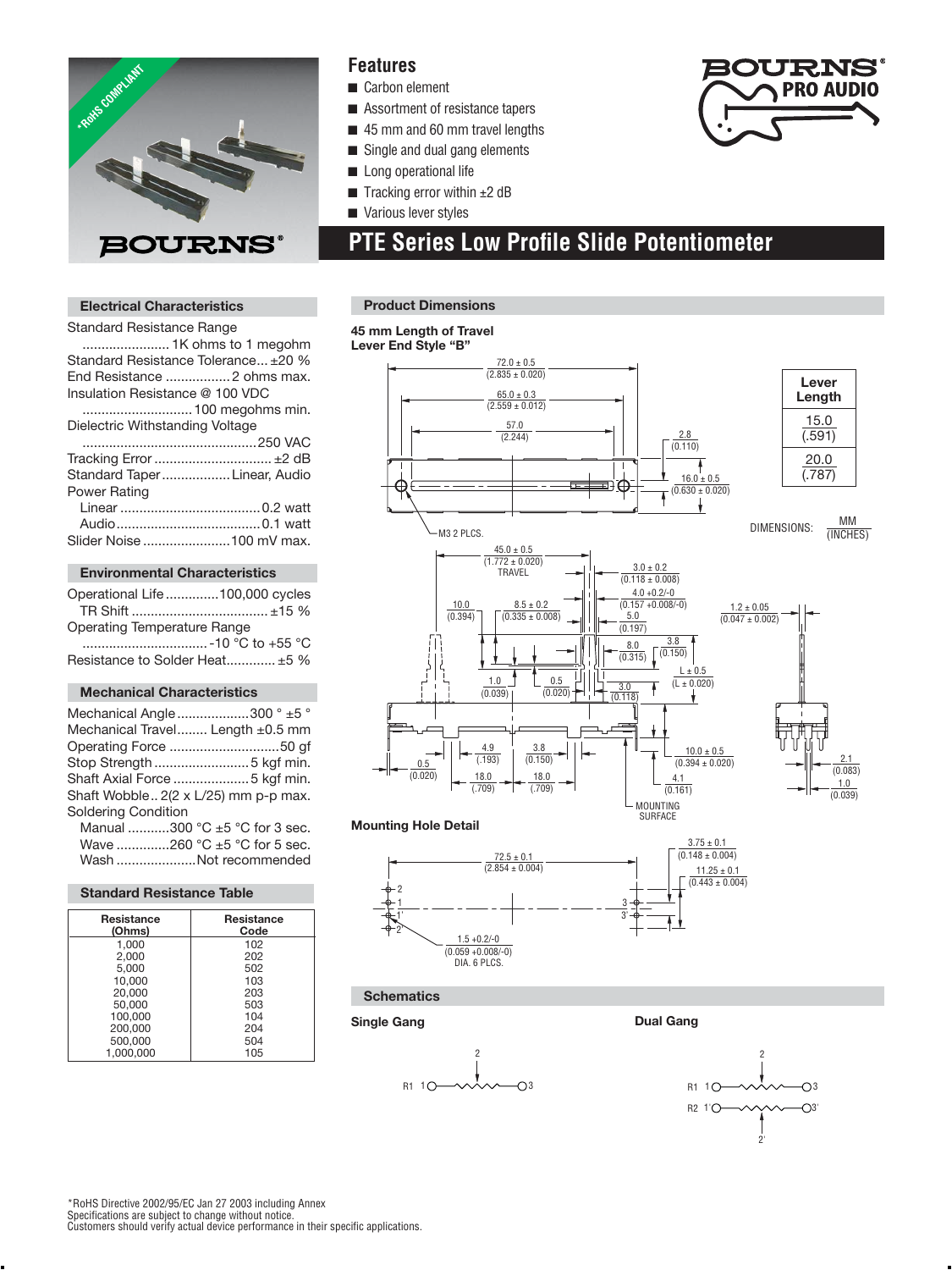# PTE Series Low Profile Slide Potentiometer

## Features

- Carbon element
- Assortment of resistance tapers
- 45 mm and 60 mm travel lengths
- Single and dual gang elements
- Long operational life
- Tracking error within ±2 dB
- Various lever styles

## Electrical Characteristics

Standard Resistance Range
....................... 1K ohms to 1 megohm
Standard Resistance Tolerance... ±20 %
End Resistance ................. 2 ohms max.
Insulation Resistance @ 100 VDC
............................. 100 megohms min.
Dielectric Withstanding Voltage
.............................................. 250 VAC
Tracking Error ............................... ±2 dB
Standard Taper .................. Linear, Audio
Power Rating
Linear ..................................... 0.2 watt
Audio ...................................... 0.1 watt
Slider Noise ....................... 100 mV max.

## Environmental Characteristics

Operational Life .............. 100,000 cycles
TR Shift .................................... ±15 %
Operating Temperature Range
................................. -10 °C to +55 °C
Resistance to Solder Heat............. ±5 %

## Mechanical Characteristics

Mechanical Angle ................... 300 ° ±5 °
Mechanical Travel........ Length ±0.5 mm
Operating Force ............................. 50 gf
Stop Strength .......................... 5 kgf min.
Shaft Axial Force .................... 5 kgf min.
Shaft Wobble .. 2(2 x L/25) mm p-p max.
Soldering Condition
Manual ........... 300 °C ±5 °C for 3 sec.
Wave .............. 260 °C ±5 °C for 5 sec.
Wash ..................... Not recommended

## Standard Resistance Table

| Resistance (Ohms) | Resistance Code |
|---|---|
| 1,000 | 102 |
| 2,000 | 202 |
| 5,000 | 502 |
| 10,000 | 103 |
| 20,000 | 203 |
| 50,000 | 503 |
| 100,000 | 104 |
| 200,000 | 204 |
| 500,000 | 504 |
| 1,000,000 | 105 |

## Product Dimensions

**45 mm Length of Travel**
**Lever End Style "B"**

| Lever Length |
|---|
| 15.0 (.591) |
| 20.0 (.787) |

DIMENSIONS: MM (INCHES)

72.0 ± 0.5 (2.835 ± 0.020); 65.0 ± 0.3 (2.559 ± 0.012); 57.0 (2.244); 2.8 (0.110); 16.0 ± 0.5 (0.630 ± 0.020); M3 2 PLCS.

45.0 ± 0.5 (1.772 ± 0.020) TRAVEL; 3.0 ± 0.2 (0.118 ± 0.008); 4.0 +0.2/-0 (0.157 +0.008/-0); 5.0 (0.197); 10.0 (0.394); 8.5 ± 0.2 (0.335 ± 0.008); 1.2 ± 0.05 (0.047 ± 0.002); 8.0 (0.315); 3.8 (0.150); L ± 0.5 (L ± 0.020); 1.0 (0.039); 0.5 (0.020); 3.0 (0.118)

0.5 (0.020); 4.9 (.193); 3.8 (0.150); 18.0 (.709); 18.0 (.709); 10.0 ± 0.5 (0.394 ± 0.020); 4.1 (0.161); MOUNTING SURFACE; 2.1 (0.083); 1.0 (0.039)

**Mounting Hole Detail**

72.5 ± 0.1 (2.854 ± 0.004); 3.75 ± 0.1 (0.148 ± 0.004); 11.25 ± 0.1 (0.443 ± 0.004); 1.5 +0.2/-0 (0.059 +0.008/-0) DIA. 6 PLCS.

## Schematics

**Single Gang**

R1 1 — 2 — 3

**Dual Gang**

R1 1 — 2 — 3
R2 1' — 2' — 3'

*RoHS Directive 2002/95/EC Jan 27 2003 including Annex
Specifications are subject to change without notice.
Customers should verify actual device performance in their specific applications.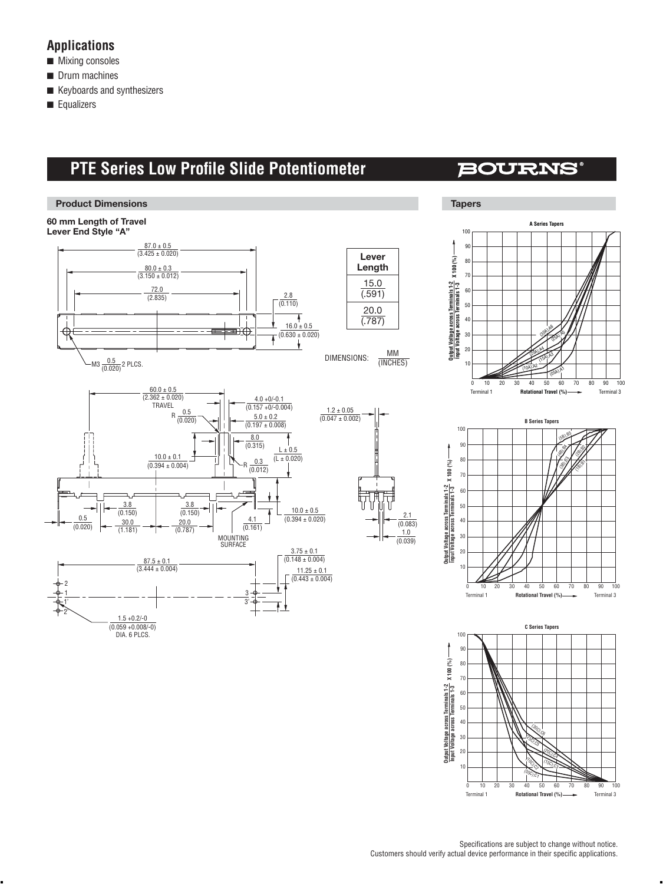## Applications

- Mixing consoles
- Drum machines
- Keyboards and synthesizers
- Equalizers

# PTE Series Low Profile Slide Potentiometer

BOURNS®

### Product Dimensions

**60 mm Length of Travel**
**Lever End Style "A"**

| Lever Length |
|---|
| 15.0 (.591) |
| 20.0 (.787) |

DIMENSIONS: MM (INCHES)

87.0 ± 0.5 (3.425 ± 0.020)
80.0 ± 0.3 (3.150 ± 0.012)
72.0 (2.835)
2.8 (0.110)
16.0 ± 0.5 (0.630 ± 0.020)
M3 0.5 (0.020) 2 PLCS.

60.0 ± 0.5 (2.362 ± 0.020) TRAVEL
R 0.5 (0.020)
4.0 +0/-0.1 (0.157 +0/-0.004)
5.0 ± 0.2 (0.197 ± 0.008)
1.2 ± 0.05 (0.047 ± 0.002)
8.0 (0.315)
L ± 0.5 (L ± 0.020)
10.0 ± 0.1 (0.394 ± 0.004)
R 0.3 (0.012)
3.8 (0.150)
3.8 (0.150)
10.0 ± 0.5 (0.394 ± 0.020)
0.5 (0.020)
30.0 (1.181)
20.0 (0.787)
4.1 (0.161)
MOUNTING SURFACE
2.1 (0.083)
1.0 (0.039)

87.5 ± 0.1 (3.444 ± 0.004)
3.75 ± 0.1 (0.148 ± 0.004)
11.25 ± 0.1 (0.443 ± 0.004)
1.5 +0.2/-0 (0.059 +0.008/-0) DIA. 6 PLCS.

### Tapers

**A Series Tapers**

Output Voltage across Terminals 1-2 / Input Voltage across Terminals 1-3 X 100 (%)
Rotational Travel (%) — Terminal 1 to Terminal 3
Curves: (30A) A6, (20A) A5, (20A) A4, (15A) A3, (10A) A2, (05A) A1

**B Series Tapers**

Output Voltage across Terminals 1-2 / Input Voltage across Terminals 1-3 X 100 (%)
Rotational Travel (%) — Terminal 1 to Terminal 3
Curves: (0B) B5, (4B) B4, (3B) B3, (2B) B2, (1B) B1

**C Series Tapers**

Output Voltage across Terminals 1-2 / Input Voltage across Terminals 1-3 X 100 (%)
Rotational Travel (%) — Terminal 1 to Terminal 3
Curves: (30C) C6, (25C) C5, (20C) C4, (15C) C3, (10C) C2, (05C) C1

Specifications are subject to change without notice.
Customers should verify actual device performance in their specific applications.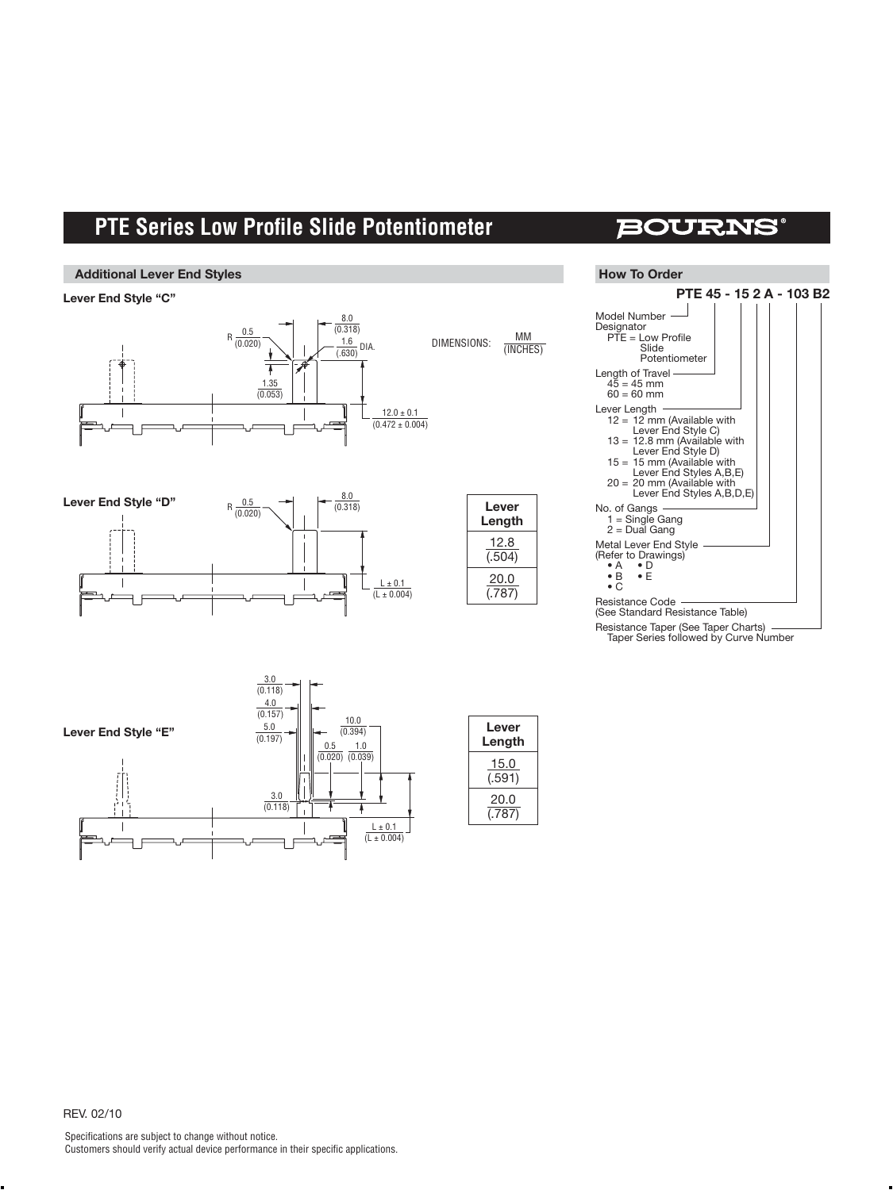# PTE Series Low Profile Slide Potentiometer

## Additional Lever End Styles

### Lever End Style "C"

R 0.5 (0.020)

8.0 (0.318)

1.6 (.630) DIA.

1.35 (0.053)

12.0 ± 0.1 (0.472 ± 0.004)

DIMENSIONS: MM (INCHES)

### Lever End Style "D"

R 0.5 (0.020)

8.0 (0.318)

L ± 0.1 (L ± 0.004)

| Lever Length |
|---|
| 12.8 (.504) |
| 20.0 (.787) |

### Lever End Style "E"

3.0 (0.118)

4.0 (0.157)

5.0 (0.197)

10.0 (0.394)

0.5 (0.020)

1.0 (0.039)

3.0 (0.118)

L ± 0.1 (L ± 0.004)

| Lever Length |
|---|
| 15.0 (.591) |
| 20.0 (.787) |

## How To Order

**PTE 45 - 15 2 A - 103 B2**

- Model Number Designator
  - PTE = Low Profile Slide Potentiometer
- Length of Travel
  - 45 = 45 mm
  - 60 = 60 mm
- Lever Length
  - 12 = 12 mm (Available with Lever End Style C)
  - 13 = 12.8 mm (Available with Lever End Style D)
  - 15 = 15 mm (Available with Lever End Styles A,B,E)
  - 20 = 20 mm (Available with Lever End Styles A,B,D,E)
- No. of Gangs
  - 1 = Single Gang
  - 2 = Dual Gang
- Metal Lever End Style (Refer to Drawings)
  - A
  - B
  - C
  - D
  - E
- Resistance Code (See Standard Resistance Table)
- Resistance Taper (See Taper Charts) Taper Series followed by Curve Number

REV. 02/10

Specifications are subject to change without notice.
Customers should verify actual device performance in their specific applications.